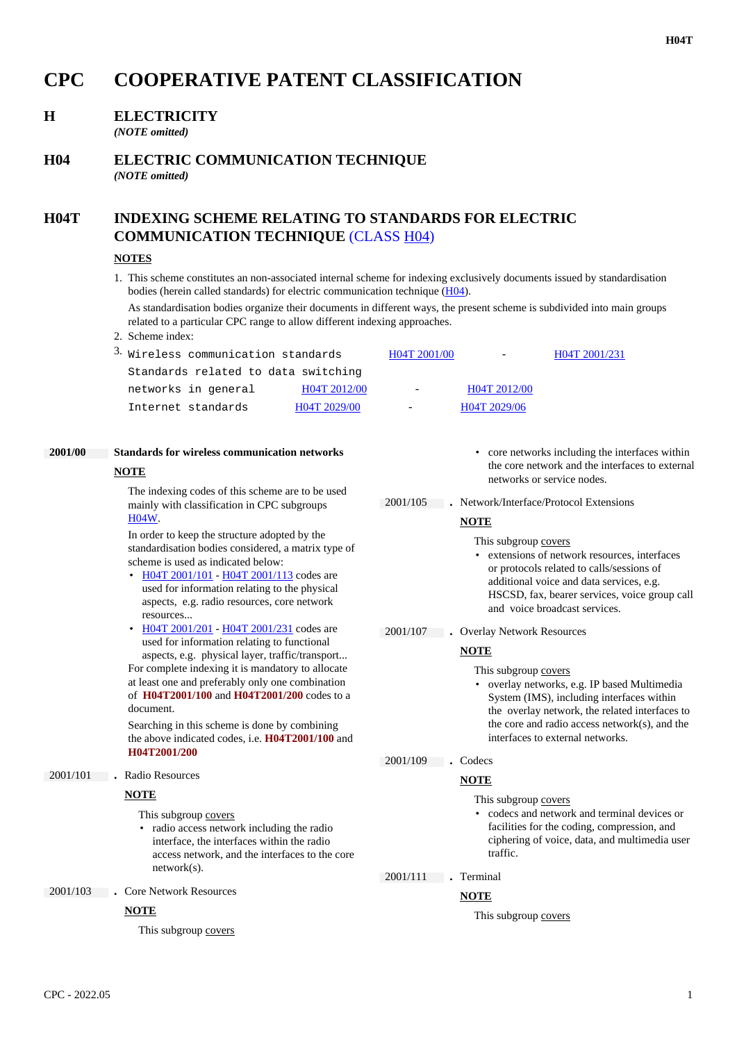# CPC COOPERATIVE PATENT CLASSIFICATION

## H ELECTRICITY

*(NOTE omitted)*

## H04 ELECTRIC COMMUNICATION TECHNIQUE

*(NOTE omitted)*

## H04T INDEXING SCHEME RELATING TO STANDARDS FOR ELECTRIC COMMUNICATION TECHNIQUE (CLASS H04)

**NOTES**

1. This scheme constitutes an non-associated internal scheme for indexing exclusively documents issued by standardisation bodies (herein called standards) for electric communication technique (H04).

   As standardisation bodies organize their documents in different ways, the present scheme is subdivided into main groups related to a particular CPC range to allow different indexing approaches.
2. Scheme index:
3.

| | | | |
|---|---|---|---|
| Wireless communication standards | H04T 2001/00 | - | H04T 2001/231 |
| Standards related to data switching networks in general | H04T 2012/00 | - | H04T 2012/00 |
| Internet standards | H04T 2029/00 | - | H04T 2029/06 |

**2001/00** **Standards for wireless communication networks**

**NOTE**

The indexing codes of this scheme are to be used mainly with classification in CPC subgroups H04W.

In order to keep the structure adopted by the standardisation bodies considered, a matrix type of scheme is used as indicated below:

- H04T 2001/101 - H04T 2001/113 codes are used for information relating to the physical aspects, e.g. radio resources, core network resources...
- H04T 2001/201 - H04T 2001/231 codes are used for information relating to functional aspects, e.g. physical layer, traffic/transport...

For complete indexing it is mandatory to allocate at least one and preferably only one combination of **H04T2001/100** and **H04T2001/200** codes to a document.

Searching in this scheme is done by combining the above indicated codes, i.e. **H04T2001/100** and **H04T2001/200**

2001/101 . Radio Resources

**NOTE**

This subgroup covers

- radio access network including the radio interface, the interfaces within the radio access network, and the interfaces to the core network(s).

2001/103 . Core Network Resources

**NOTE**

This subgroup covers

- core networks including the interfaces within the core network and the interfaces to external networks or service nodes.

2001/105 . Network/Interface/Protocol Extensions

**NOTE**

This subgroup covers

- extensions of network resources, interfaces or protocols related to calls/sessions of additional voice and data services, e.g. HSCSD, fax, bearer services, voice group call and voice broadcast services.

2001/107 . Overlay Network Resources

**NOTE**

This subgroup covers

- overlay networks, e.g. IP based Multimedia System (IMS), including interfaces within the overlay network, the related interfaces to the core and radio access network(s), and the interfaces to external networks.

2001/109 . Codecs

**NOTE**

This subgroup covers

- codecs and network and terminal devices or facilities for the coding, compression, and ciphering of voice, data, and multimedia user traffic.

2001/111 . Terminal

**NOTE**

This subgroup covers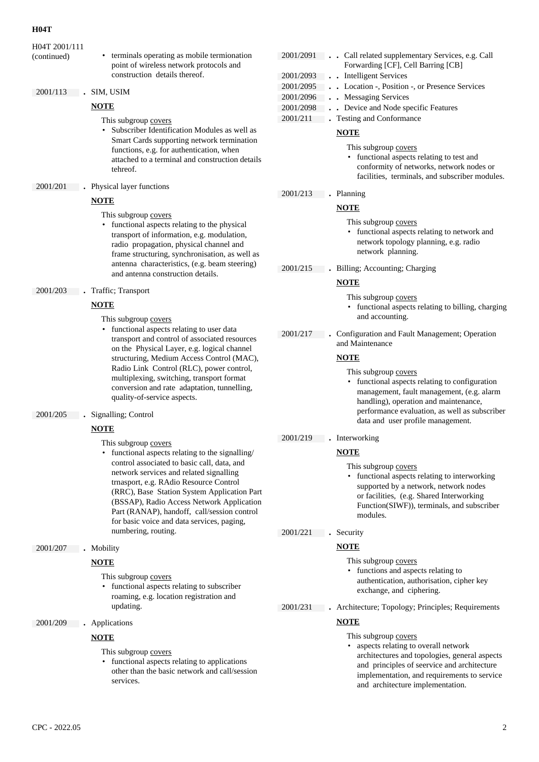H04T 2001/111 (continued)

- terminals operating as mobile termionation point of wireless network protocols and construction details thereof.

2001/113 . SIM, USIM

**NOTE**

This subgroup covers
- Subscriber Identification Modules as well as Smart Cards supporting network termination functions, e.g. for authentication, when attached to a terminal and construction details tehreof.

2001/201 . Physical layer functions

**NOTE**

This subgroup covers
- functional aspects relating to the physical transport of information, e.g. modulation, radio propagation, physical channel and frame structuring, synchronisation, as well as antenna characteristics, (e.g. beam steering) and antenna construction details.

2001/203 . Traffic; Transport

**NOTE**

This subgroup covers
- functional aspects relating to user data transport and control of associated resources on the Physical Layer, e.g. logical channel structuring, Medium Access Control (MAC), Radio Link Control (RLC), power control, multiplexing, switching, transport format conversion and rate adaptation, tunnelling, quality-of-service aspects.

2001/205 . Signalling; Control

**NOTE**

This subgroup covers
- functional aspects relating to the signalling/ control associated to basic call, data, and network services and related signalling trnasport, e.g. RAdio Resource Control (RRC), Base Station System Application Part (BSSAP), Radio Access Network Application Part (RANAP), handoff, call/session control for basic voice and data services, paging, numbering, routing.

2001/207 . Mobility

**NOTE**

This subgroup covers
- functional aspects relating to subscriber roaming, e.g. location registration and updating.

2001/209 . Applications

**NOTE**

This subgroup covers
- functional aspects relating to applications other than the basic network and call/session services.

2001/2091 . . Call related supplementary Services, e.g. Call Forwarding [CF], Cell Barring [CB]

2001/2093 . . Intelligent Services

2001/2095 . . Location -, Position -, or Presence Services

2001/2096 . . Messaging Services

2001/2098 . . Device and Node specific Features

2001/211 . Testing and Conformance

**NOTE**

This subgroup covers
- functional aspects relating to test and conformity of networks, network nodes or facilities, terminals, and subscriber modules.

2001/213 . Planning

**NOTE**

This subgroup covers
- functional aspects relating to network and network topology planning, e.g. radio network planning.

2001/215 . Billing; Accounting; Charging

**NOTE**

This subgroup covers
- functional aspects relating to billing, charging and accounting.

2001/217 . Configuration and Fault Management; Operation and Maintenance

**NOTE**

This subgroup covers
- functional aspects relating to configuration management, fault management, (e.g. alarm handling), operation and maintenance, performance evaluation, as well as subscriber data and user profile management.

2001/219 . Interworking

**NOTE**

This subgroup covers
- functional aspects relating to interworking supported by a network, network nodes or facilities, (e.g. Shared Interworking Function(SIWF)), terminals, and subscriber modules.

2001/221 . Security

**NOTE**

This subgroup covers
- functions and aspects relating to authentication, authorisation, cipher key exchange, and ciphering.

2001/231 . Architecture; Topology; Principles; Requirements

**NOTE**

This subgroup covers
- aspects relating to overall network architectures and topologies, general aspects and principles of seervice and architecture implementation, and requirements to service and architecture implementation.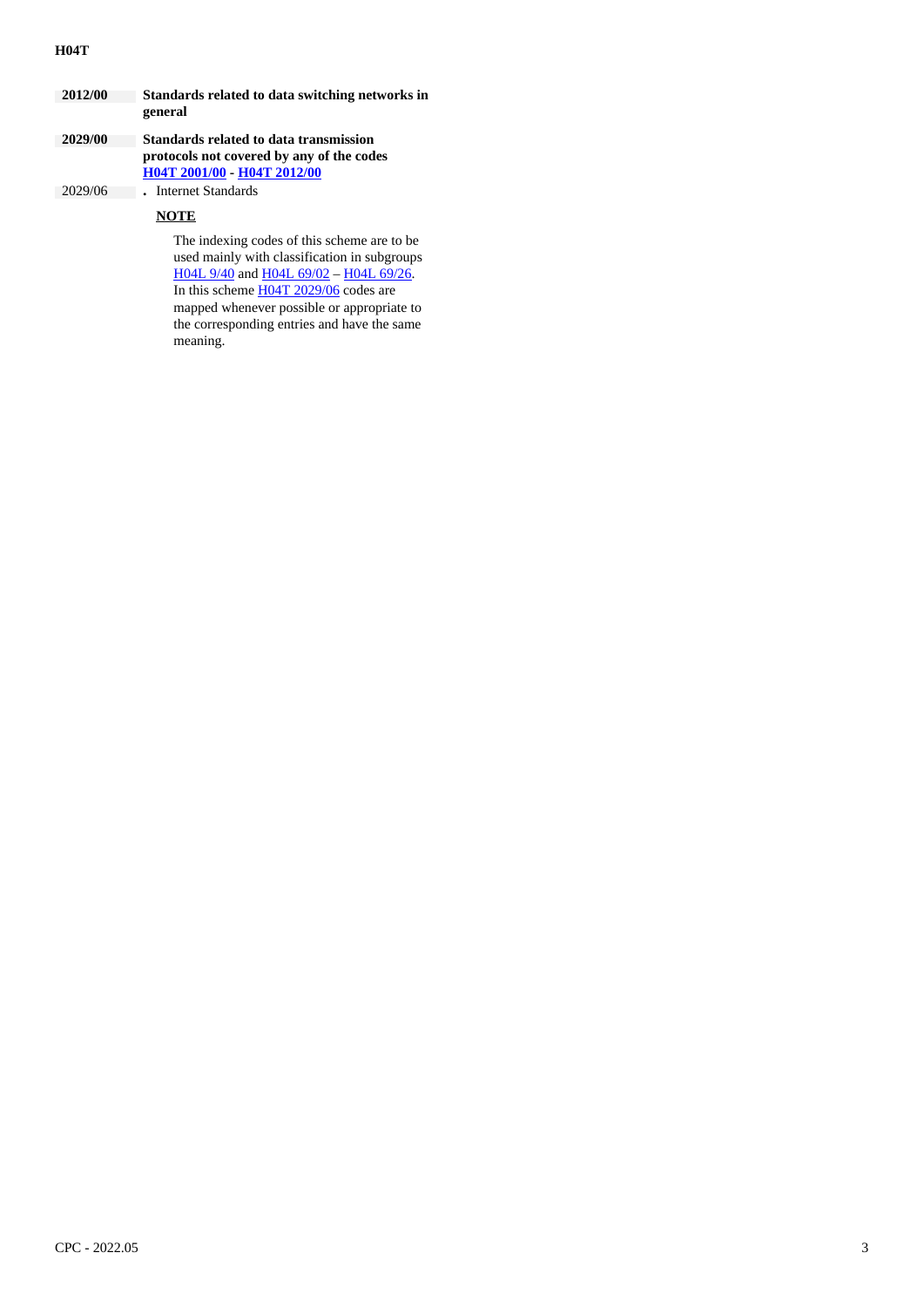**2012/00** **Standards related to data switching networks in general**

**2029/00** **Standards related to data transmission protocols not covered by any of the codes H04T 2001/00 - H04T 2012/00**

2029/06 . Internet Standards

**NOTE**

The indexing codes of this scheme are to be used mainly with classification in subgroups H04L 9/40 and H04L 69/02 – H04L 69/26. In this scheme H04T 2029/06 codes are mapped whenever possible or appropriate to the corresponding entries and have the same meaning.